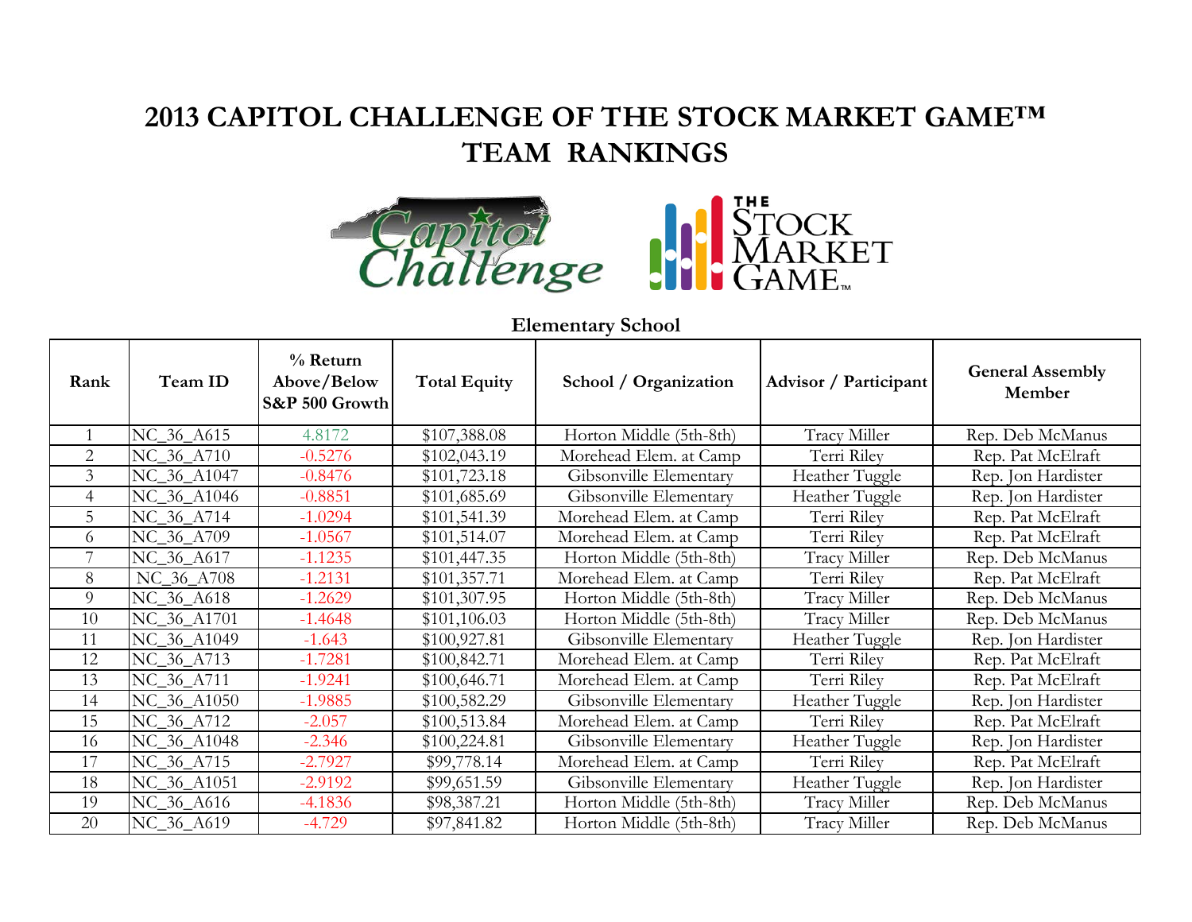# 2013 CAPITOL CHALLENGE OF THE STOCK MARKET GAME™
# TEAM RANKINGS

### Elementary School

| Rank | Team ID | % Return Above/Below S&P 500 Growth | Total Equity | School / Organization | Advisor / Participant | General Assembly Member |
|---|---|---|---|---|---|---|
| 1 | NC_36_A615 | 4.8172 | $107,388.08 | Horton Middle (5th-8th) | Tracy Miller | Rep. Deb McManus |
| 2 | NC_36_A710 | -0.5276 | $102,043.19 | Morehead Elem. at Camp | Terri Riley | Rep. Pat McElraft |
| 3 | NC_36_A1047 | -0.8476 | $101,723.18 | Gibsonville Elementary | Heather Tuggle | Rep. Jon Hardister |
| 4 | NC_36_A1046 | -0.8851 | $101,685.69 | Gibsonville Elementary | Heather Tuggle | Rep. Jon Hardister |
| 5 | NC_36_A714 | -1.0294 | $101,541.39 | Morehead Elem. at Camp | Terri Riley | Rep. Pat McElraft |
| 6 | NC_36_A709 | -1.0567 | $101,514.07 | Morehead Elem. at Camp | Terri Riley | Rep. Pat McElraft |
| 7 | NC_36_A617 | -1.1235 | $101,447.35 | Horton Middle (5th-8th) | Tracy Miller | Rep. Deb McManus |
| 8 | NC_36_A708 | -1.2131 | $101,357.71 | Morehead Elem. at Camp | Terri Riley | Rep. Pat McElraft |
| 9 | NC_36_A618 | -1.2629 | $101,307.95 | Horton Middle (5th-8th) | Tracy Miller | Rep. Deb McManus |
| 10 | NC_36_A1701 | -1.4648 | $101,106.03 | Horton Middle (5th-8th) | Tracy Miller | Rep. Deb McManus |
| 11 | NC_36_A1049 | -1.643 | $100,927.81 | Gibsonville Elementary | Heather Tuggle | Rep. Jon Hardister |
| 12 | NC_36_A713 | -1.7281 | $100,842.71 | Morehead Elem. at Camp | Terri Riley | Rep. Pat McElraft |
| 13 | NC_36_A711 | -1.9241 | $100,646.71 | Morehead Elem. at Camp | Terri Riley | Rep. Pat McElraft |
| 14 | NC_36_A1050 | -1.9885 | $100,582.29 | Gibsonville Elementary | Heather Tuggle | Rep. Jon Hardister |
| 15 | NC_36_A712 | -2.057 | $100,513.84 | Morehead Elem. at Camp | Terri Riley | Rep. Pat McElraft |
| 16 | NC_36_A1048 | -2.346 | $100,224.81 | Gibsonville Elementary | Heather Tuggle | Rep. Jon Hardister |
| 17 | NC_36_A715 | -2.7927 | $99,778.14 | Morehead Elem. at Camp | Terri Riley | Rep. Pat McElraft |
| 18 | NC_36_A1051 | -2.9192 | $99,651.59 | Gibsonville Elementary | Heather Tuggle | Rep. Jon Hardister |
| 19 | NC_36_A616 | -4.1836 | $98,387.21 | Horton Middle (5th-8th) | Tracy Miller | Rep. Deb McManus |
| 20 | NC_36_A619 | -4.729 | $97,841.82 | Horton Middle (5th-8th) | Tracy Miller | Rep. Deb McManus |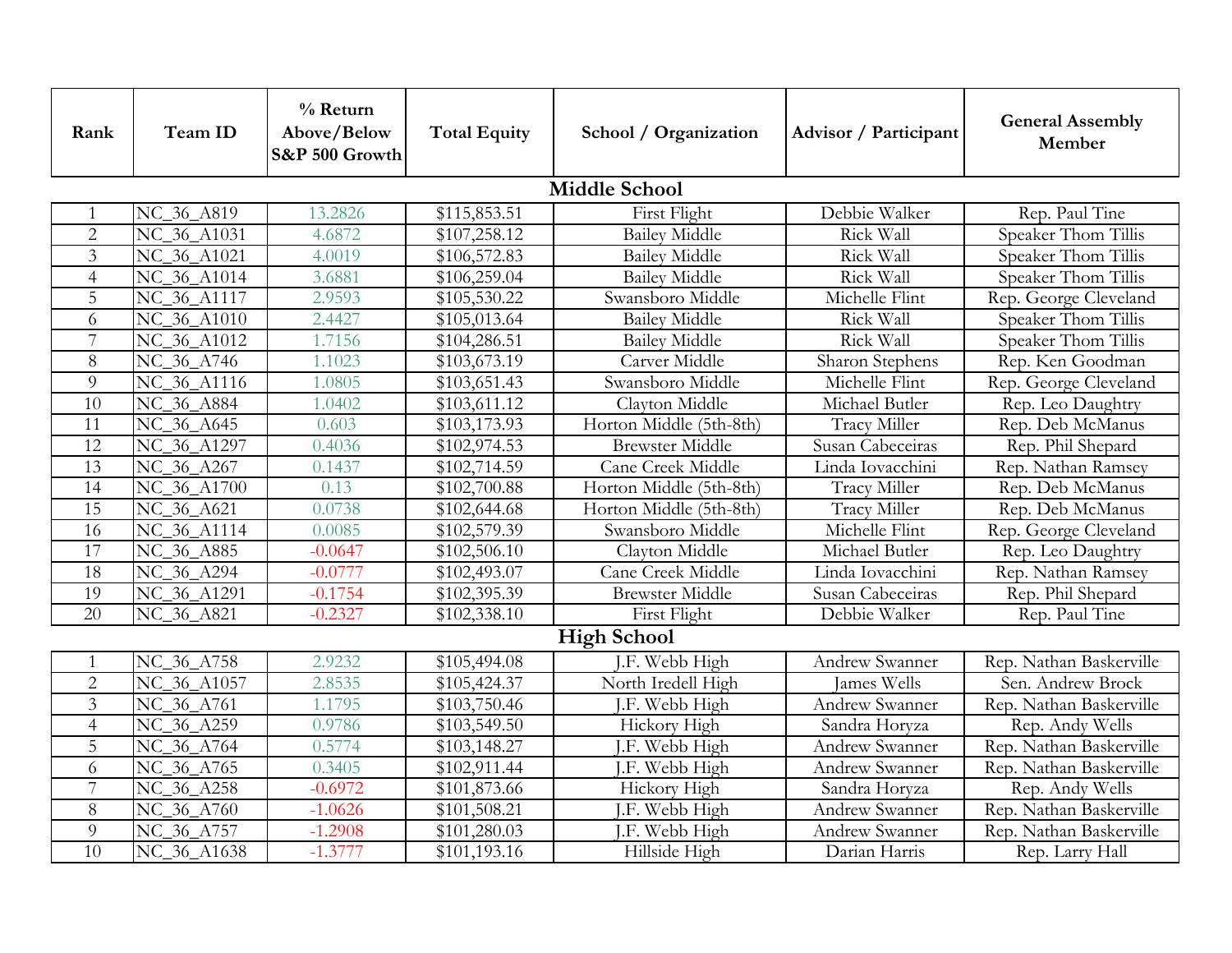| Rank | Team ID | % Return Above/Below S&P 500 Growth | Total Equity | School / Organization | Advisor / Participant | General Assembly Member |
|---|---|---|---|---|---|---|
| **Middle School** | | | | | | |
| 1 | NC_36_A819 | 13.2826 | $115,853.51 | First Flight | Debbie Walker | Rep. Paul Tine |
| 2 | NC_36_A1031 | 4.6872 | $107,258.12 | Bailey Middle | Rick Wall | Speaker Thom Tillis |
| 3 | NC_36_A1021 | 4.0019 | $106,572.83 | Bailey Middle | Rick Wall | Speaker Thom Tillis |
| 4 | NC_36_A1014 | 3.6881 | $106,259.04 | Bailey Middle | Rick Wall | Speaker Thom Tillis |
| 5 | NC_36_A1117 | 2.9593 | $105,530.22 | Swansboro Middle | Michelle Flint | Rep. George Cleveland |
| 6 | NC_36_A1010 | 2.4427 | $105,013.64 | Bailey Middle | Rick Wall | Speaker Thom Tillis |
| 7 | NC_36_A1012 | 1.7156 | $104,286.51 | Bailey Middle | Rick Wall | Speaker Thom Tillis |
| 8 | NC_36_A746 | 1.1023 | $103,673.19 | Carver Middle | Sharon Stephens | Rep. Ken Goodman |
| 9 | NC_36_A1116 | 1.0805 | $103,651.43 | Swansboro Middle | Michelle Flint | Rep. George Cleveland |
| 10 | NC_36_A884 | 1.0402 | $103,611.12 | Clayton Middle | Michael Butler | Rep. Leo Daughtry |
| 11 | NC_36_A645 | 0.603 | $103,173.93 | Horton Middle (5th-8th) | Tracy Miller | Rep. Deb McManus |
| 12 | NC_36_A1297 | 0.4036 | $102,974.53 | Brewster Middle | Susan Cabeceiras | Rep. Phil Shepard |
| 13 | NC_36_A267 | 0.1437 | $102,714.59 | Cane Creek Middle | Linda Iovacchini | Rep. Nathan Ramsey |
| 14 | NC_36_A1700 | 0.13 | $102,700.88 | Horton Middle (5th-8th) | Tracy Miller | Rep. Deb McManus |
| 15 | NC_36_A621 | 0.0738 | $102,644.68 | Horton Middle (5th-8th) | Tracy Miller | Rep. Deb McManus |
| 16 | NC_36_A1114 | 0.0085 | $102,579.39 | Swansboro Middle | Michelle Flint | Rep. George Cleveland |
| 17 | NC_36_A885 | -0.0647 | $102,506.10 | Clayton Middle | Michael Butler | Rep. Leo Daughtry |
| 18 | NC_36_A294 | -0.0777 | $102,493.07 | Cane Creek Middle | Linda Iovacchini | Rep. Nathan Ramsey |
| 19 | NC_36_A1291 | -0.1754 | $102,395.39 | Brewster Middle | Susan Cabeceiras | Rep. Phil Shepard |
| 20 | NC_36_A821 | -0.2327 | $102,338.10 | First Flight | Debbie Walker | Rep. Paul Tine |
| **High School** | | | | | | |
| 1 | NC_36_A758 | 2.9232 | $105,494.08 | J.F. Webb High | Andrew Swanner | Rep. Nathan Baskerville |
| 2 | NC_36_A1057 | 2.8535 | $105,424.37 | North Iredell High | James Wells | Sen. Andrew Brock |
| 3 | NC_36_A761 | 1.1795 | $103,750.46 | J.F. Webb High | Andrew Swanner | Rep. Nathan Baskerville |
| 4 | NC_36_A259 | 0.9786 | $103,549.50 | Hickory High | Sandra Horyza | Rep. Andy Wells |
| 5 | NC_36_A764 | 0.5774 | $103,148.27 | J.F. Webb High | Andrew Swanner | Rep. Nathan Baskerville |
| 6 | NC_36_A765 | 0.3405 | $102,911.44 | J.F. Webb High | Andrew Swanner | Rep. Nathan Baskerville |
| 7 | NC_36_A258 | -0.6972 | $101,873.66 | Hickory High | Sandra Horyza | Rep. Andy Wells |
| 8 | NC_36_A760 | -1.0626 | $101,508.21 | J.F. Webb High | Andrew Swanner | Rep. Nathan Baskerville |
| 9 | NC_36_A757 | -1.2908 | $101,280.03 | J.F. Webb High | Andrew Swanner | Rep. Nathan Baskerville |
| 10 | NC_36_A1638 | -1.3777 | $101,193.16 | Hillside High | Darian Harris | Rep. Larry Hall |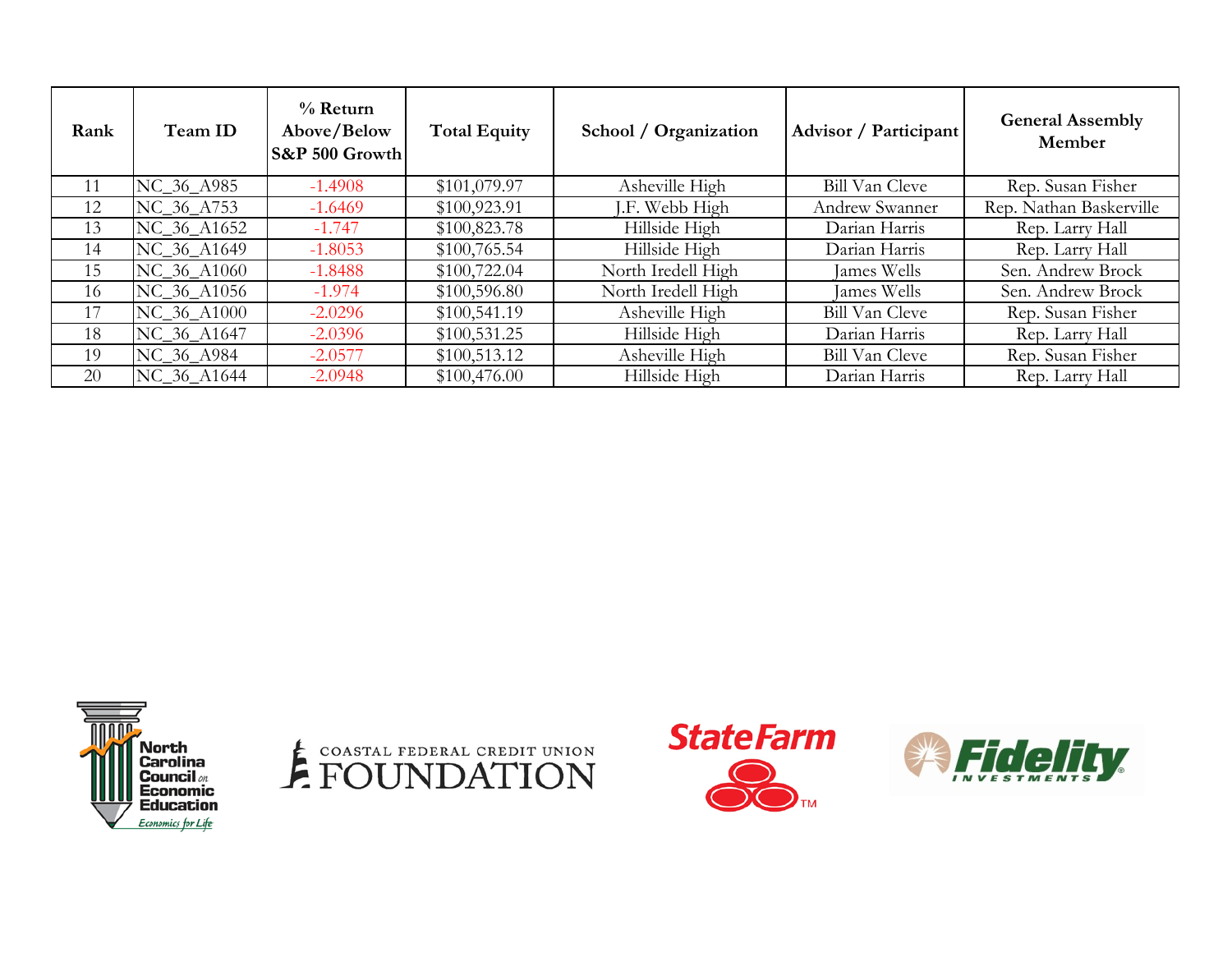| Rank | Team ID | % Return Above/Below S&P 500 Growth | Total Equity | School / Organization | Advisor / Participant | General Assembly Member |
|---|---|---|---|---|---|---|
| 11 | NC_36_A985 | -1.4908 | $101,079.97 | Asheville High | Bill Van Cleve | Rep. Susan Fisher |
| 12 | NC_36_A753 | -1.6469 | $100,923.91 | J.F. Webb High | Andrew Swanner | Rep. Nathan Baskerville |
| 13 | NC_36_A1652 | -1.747 | $100,823.78 | Hillside High | Darian Harris | Rep. Larry Hall |
| 14 | NC_36_A1649 | -1.8053 | $100,765.54 | Hillside High | Darian Harris | Rep. Larry Hall |
| 15 | NC_36_A1060 | -1.8488 | $100,722.04 | North Iredell High | James Wells | Sen. Andrew Brock |
| 16 | NC_36_A1056 | -1.974 | $100,596.80 | North Iredell High | James Wells | Sen. Andrew Brock |
| 17 | NC_36_A1000 | -2.0296 | $100,541.19 | Asheville High | Bill Van Cleve | Rep. Susan Fisher |
| 18 | NC_36_A1647 | -2.0396 | $100,531.25 | Hillside High | Darian Harris | Rep. Larry Hall |
| 19 | NC_36_A984 | -2.0577 | $100,513.12 | Asheville High | Bill Van Cleve | Rep. Susan Fisher |
| 20 | NC_36_A1644 | -2.0948 | $100,476.00 | Hillside High | Darian Harris | Rep. Larry Hall |

North Carolina Council on Economic Education — Economics for Life

Coastal Federal Credit Union Foundation

State Farm™

Fidelity Investments®